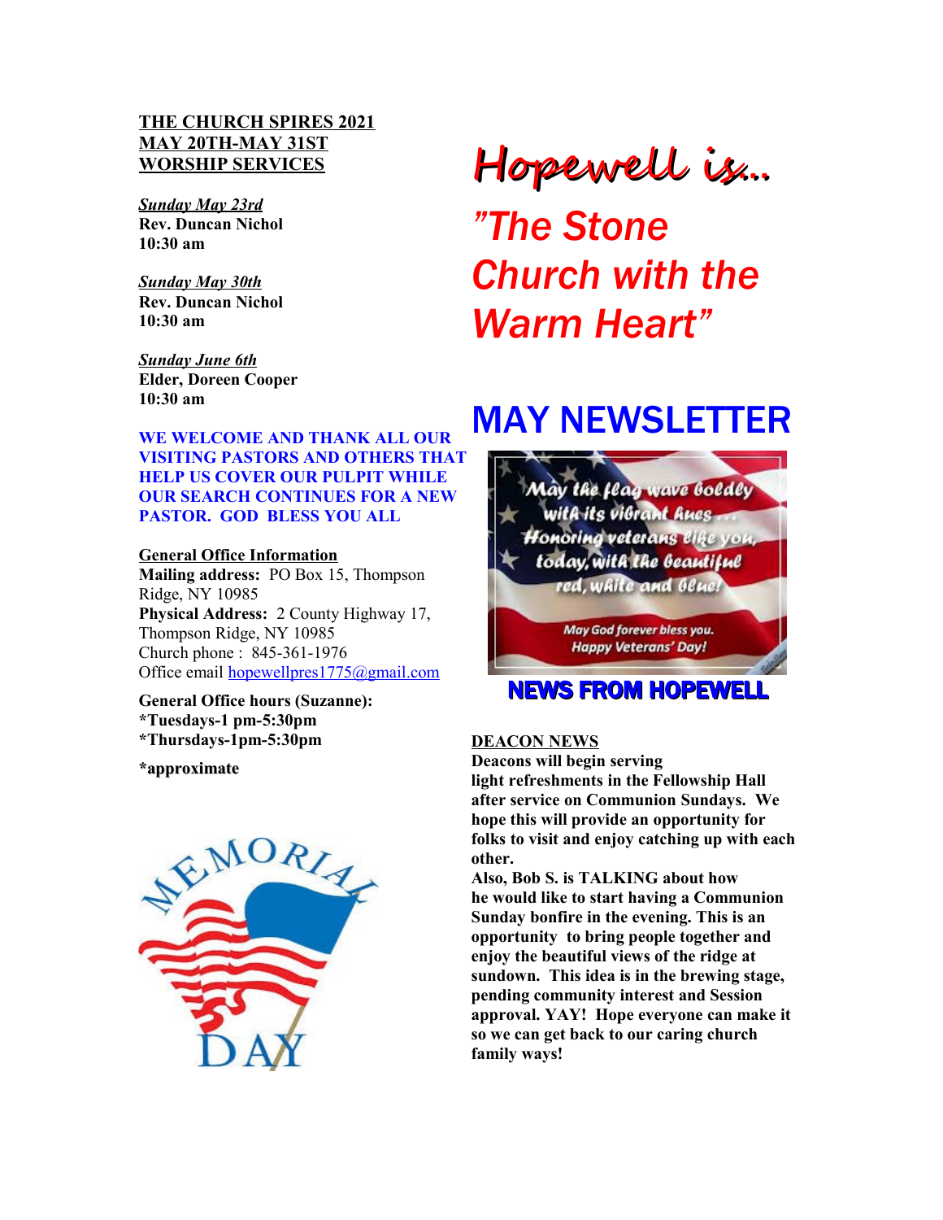**THE CHURCH SPIRES 2021**
**MAY 20TH-MAY 31ST**
**WORSHIP SERVICES**

***Sunday May 23rd***
**Rev. Duncan Nichol**
**10:30 am**

***Sunday May 30th***
**Rev. Duncan Nichol**
**10:30 am**

***Sunday June 6th***
**Elder, Doreen Cooper**
**10:30 am**

**WE WELCOME AND THANK ALL OUR VISITING PASTORS AND OTHERS THAT HELP US COVER OUR PULPIT WHILE OUR SEARCH CONTINUES FOR A NEW PASTOR. GOD BLESS YOU ALL**

**General Office Information**
**Mailing address:** PO Box 15, Thompson Ridge, NY 10985
**Physical Address:** 2 County Highway 17, Thompson Ridge, NY 10985
Church phone : 845-361-1976
Office email hopewellpres1775@gmail.com

**General Office hours (Suzanne):**
**\*Tuesdays-1 pm-5:30pm**
**\*Thursdays-1pm-5:30pm**

**\*approximate**

MEMORIAL DAY

# Hopewell is...

## *"The Stone Church with the Warm Heart"*

# MAY NEWSLETTER

May the flag wave boldly with its vibrant hues... Honoring veterans like you, today, with the beautiful red, white and blue!

May God forever bless you.
Happy Veterans' Day!

## NEWS FROM HOPEWELL

**DEACON NEWS**
**Deacons will begin serving light refreshments in the Fellowship Hall after service on Communion Sundays. We hope this will provide an opportunity for folks to visit and enjoy catching up with each other.**
**Also, Bob S. is TALKING about how he would like to start having a Communion Sunday bonfire in the evening. This is an opportunity to bring people together and enjoy the beautiful views of the ridge at sundown. This idea is in the brewing stage, pending community interest and Session approval. YAY! Hope everyone can make it so we can get back to our caring church family ways!**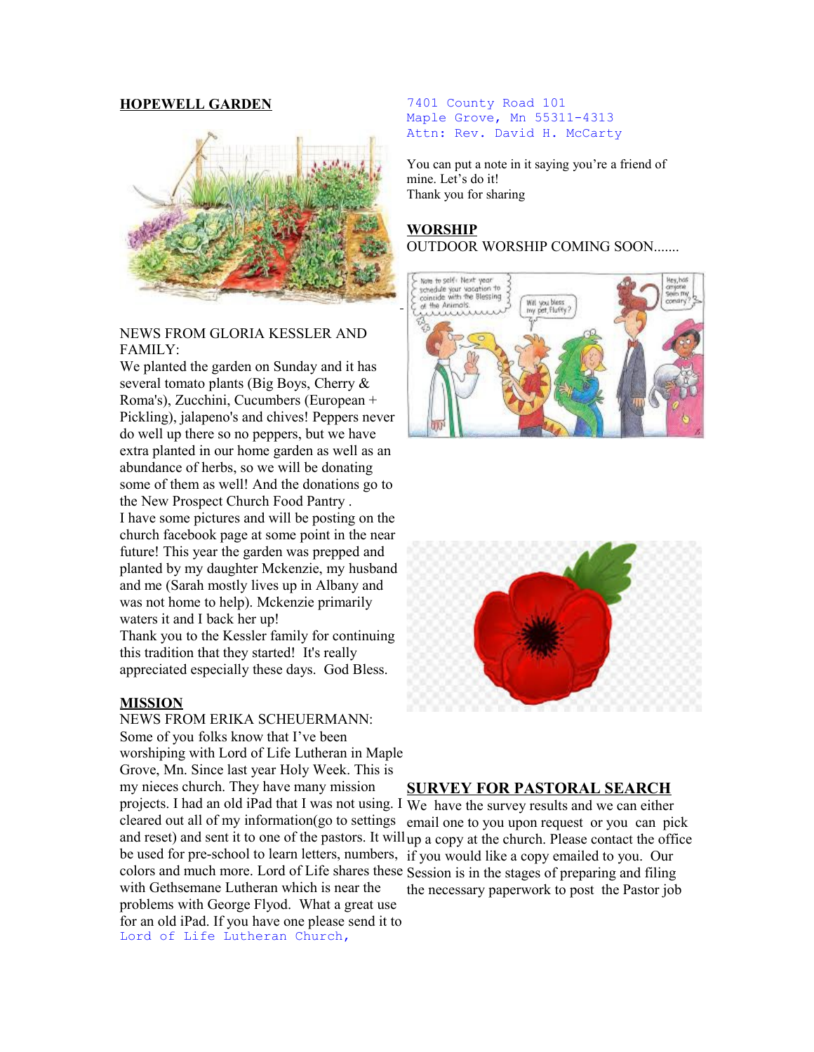## HOPEWELL GARDEN

NEWS FROM GLORIA KESSLER AND FAMILY:
We planted the garden on Sunday and it has several tomato plants (Big Boys, Cherry & Roma's), Zucchini, Cucumbers (European + Pickling), jalapeno's and chives! Peppers never do well up there so no peppers, but we have extra planted in our home garden as well as an abundance of herbs, so we will be donating some of them as well! And the donations go to the New Prospect Church Food Pantry .
I have some pictures and will be posting on the church facebook page at some point in the near future! This year the garden was prepped and planted by my daughter Mckenzie, my husband and me (Sarah mostly lives up in Albany and was not home to help). Mckenzie primarily waters it and I back her up!
Thank you to the Kessler family for continuing this tradition that they started! It's really appreciated especially these days. God Bless.

## MISSION

NEWS FROM ERIKA SCHEUERMANN:
Some of you folks know that I've been worshiping with Lord of Life Lutheran in Maple Grove, Mn. Since last year Holy Week. This is my nieces church. They have many mission projects. I had an old iPad that I was not using. I cleared out all of my information(go to settings and reset) and sent it to one of the pastors. It will be used for pre-school to learn letters, numbers, colors and much more. Lord of Life shares these with Gethsemane Lutheran which is near the problems with George Flyod. What a great use for an old iPad. If you have one please send it to
Lord of Life Lutheran Church,
7401 County Road 101
Maple Grove, Mn 55311-4313
Attn: Rev. David H. McCarty

You can put a note in it saying you're a friend of mine. Let's do it!
Thank you for sharing

## WORSHIP

OUTDOOR WORSHIP COMING SOON.......

## SURVEY FOR PASTORAL SEARCH

We have the survey results and we can either email one to you upon request or you can pick up a copy at the church. Please contact the office if you would like a copy emailed to you. Our Session is in the stages of preparing and filing the necessary paperwork to post the Pastor job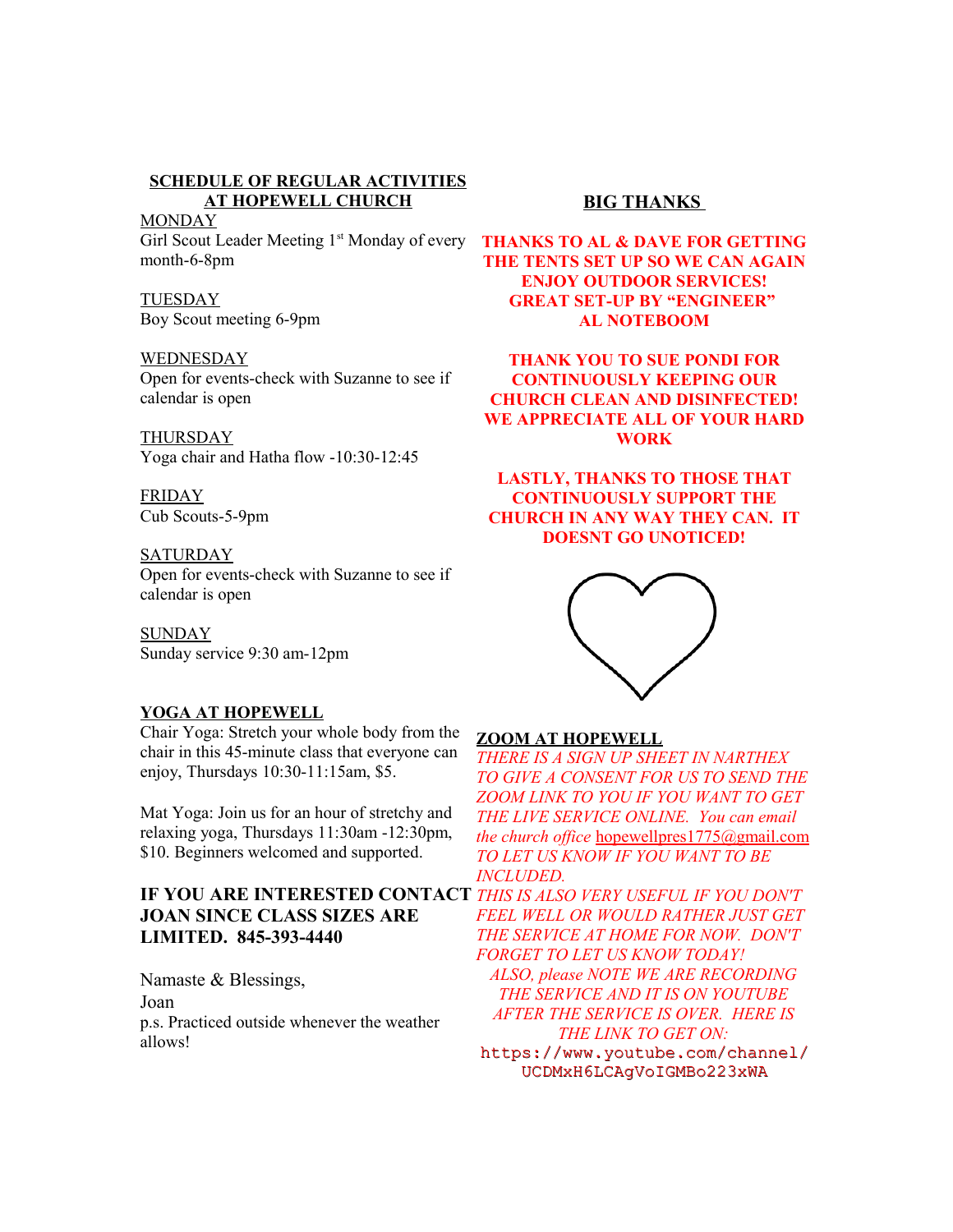## SCHEDULE OF REGULAR ACTIVITIES AT HOPEWELL CHURCH

MONDAY
Girl Scout Leader Meeting 1st Monday of every month-6-8pm

TUESDAY
Boy Scout meeting 6-9pm

WEDNESDAY
Open for events-check with Suzanne to see if calendar is open

THURSDAY
Yoga chair and Hatha flow -10:30-12:45

FRIDAY
Cub Scouts-5-9pm

SATURDAY
Open for events-check with Suzanne to see if calendar is open

SUNDAY
Sunday service 9:30 am-12pm

## YOGA AT HOPEWELL

Chair Yoga: Stretch your whole body from the chair in this 45-minute class that everyone can enjoy, Thursdays 10:30-11:15am, $5.

Mat Yoga: Join us for an hour of stretchy and relaxing yoga, Thursdays 11:30am -12:30pm, $10. Beginners welcomed and supported.

**IF YOU ARE INTERESTED CONTACT JOAN SINCE CLASS SIZES ARE LIMITED. 845-393-4440**

Namaste & Blessings,
Joan
p.s. Practiced outside whenever the weather allows!

## BIG THANKS

**THANKS TO AL & DAVE FOR GETTING THE TENTS SET UP SO WE CAN AGAIN ENJOY OUTDOOR SERVICES! GREAT SET-UP BY "ENGINEER" AL NOTEBOOM**

**THANK YOU TO SUE PONDI FOR CONTINUOUSLY KEEPING OUR CHURCH CLEAN AND DISINFECTED! WE APPRECIATE ALL OF YOUR HARD WORK**

**LASTLY, THANKS TO THOSE THAT CONTINUOUSLY SUPPORT THE CHURCH IN ANY WAY THEY CAN. IT DOESNT GO UNOTICED!**

## ZOOM AT HOPEWELL

*THERE IS A SIGN UP SHEET IN NARTHEX TO GIVE A CONSENT FOR US TO SEND THE ZOOM LINK TO YOU IF YOU WANT TO GET THE LIVE SERVICE ONLINE. You can email the church office* hopewellpres1775@gmail.com *TO LET US KNOW IF YOU WANT TO BE INCLUDED. THIS IS ALSO VERY USEFUL IF YOU DON'T FEEL WELL OR WOULD RATHER JUST GET THE SERVICE AT HOME FOR NOW. DON'T FORGET TO LET US KNOW TODAY!*

*ALSO, please NOTE WE ARE RECORDING THE SERVICE AND IT IS ON YOUTUBE AFTER THE SERVICE IS OVER. HERE IS THE LINK TO GET ON:*

https://www.youtube.com/channel/UCDMxH6LCAgVoIGMBo223xWA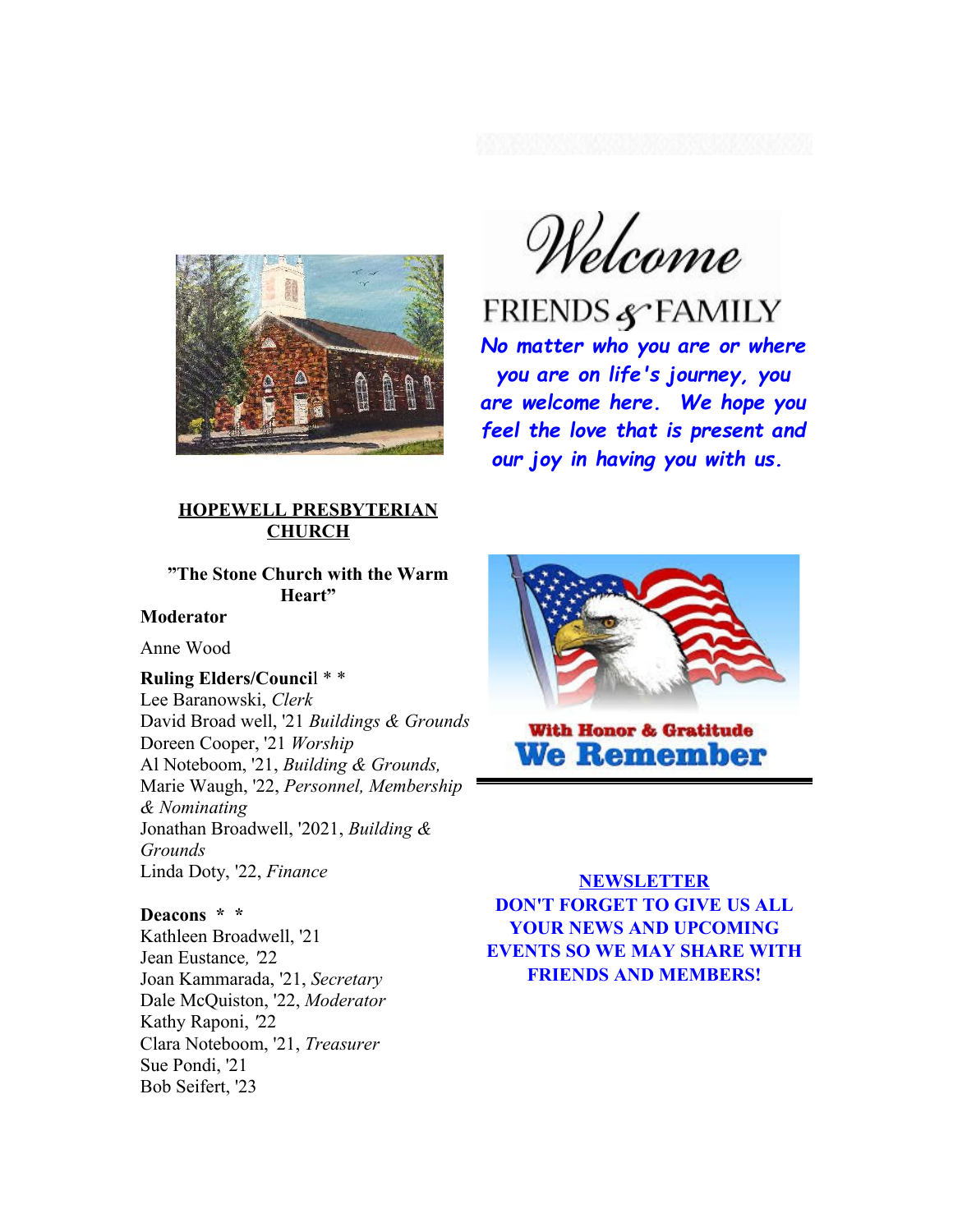# Welcome

FRIENDS & FAMILY

***No matter who you are or where you are on life's journey, you are welcome here. We hope you feel the love that is present and our joy in having you with us.***

With Honor & Gratitude

**We Remember**

**HOPEWELL PRESBYTERIAN CHURCH**

**"The Stone Church with the Warm Heart"**

**Moderator**

Anne Wood

**Ruling Elders/Council * ***

Lee Baranowski, *Clerk*
David Broad well, '21 *Buildings & Grounds*
Doreen Cooper, '21 *Worship*
Al Noteboom, '21, *Building & Grounds,*
Marie Waugh, '22, *Personnel, Membership & Nominating*
Jonathan Broadwell, '2021, *Building & Grounds*
Linda Doty, '22, *Finance*

**Deacons * ***

Kathleen Broadwell, '21
Jean Eustance, '22
Joan Kammarada, '21, *Secretary*
Dale McQuiston, '22, *Moderator*
Kathy Raponi, '22
Clara Noteboom, '21, *Treasurer*
Sue Pondi, '21
Bob Seifert, '23

**NEWSLETTER**

**DON'T FORGET TO GIVE US ALL YOUR NEWS AND UPCOMING EVENTS SO WE MAY SHARE WITH FRIENDS AND MEMBERS!**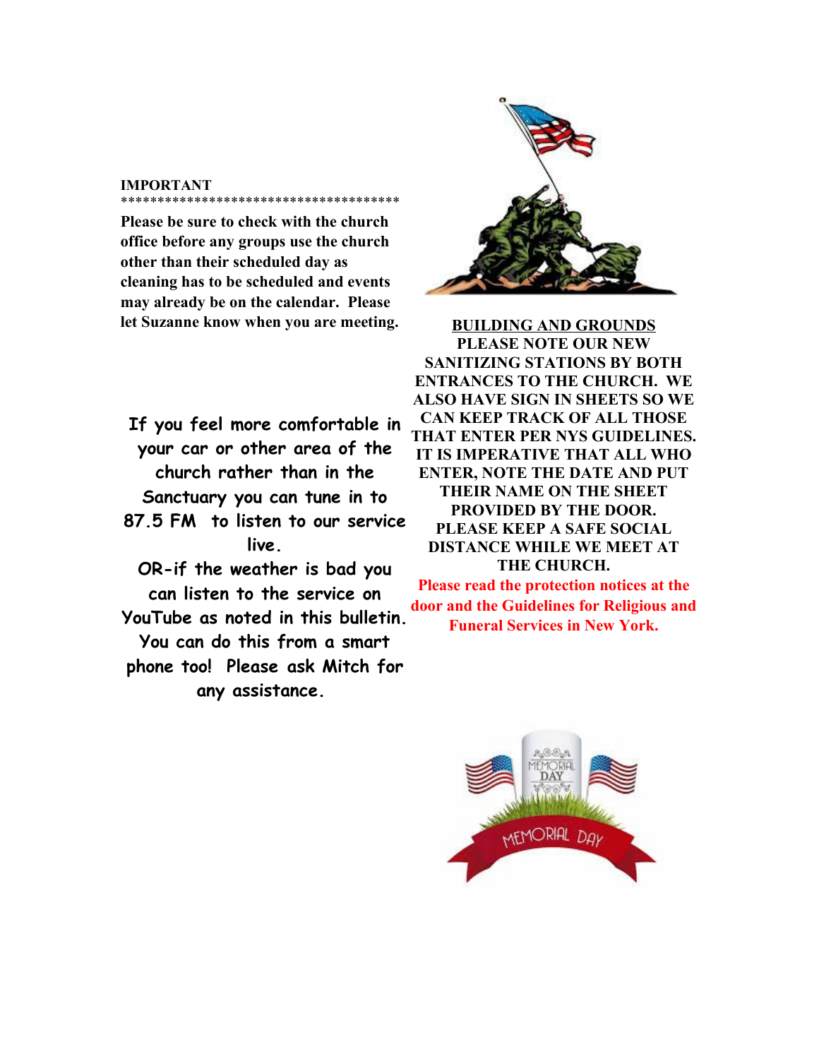**IMPORTANT**

**\*\*\*\*\*\*\*\*\*\*\*\*\*\*\*\*\*\*\*\*\*\*\*\*\*\*\*\*\*\*\*\*\*\*\*\*\*\*\***

**Please be sure to check with the church office before any groups use the church other than their scheduled day as cleaning has to be scheduled and events may already be on the calendar. Please let Suzanne know when you are meeting.**

**If you feel more comfortable in your car or other area of the church rather than in the Sanctuary you can tune in to 87.5 FM to listen to our service live.**

**OR-if the weather is bad you can listen to the service on YouTube as noted in this bulletin. You can do this from a smart phone too! Please ask Mitch for any assistance.**

**BUILDING AND GROUNDS**

**PLEASE NOTE OUR NEW SANITIZING STATIONS BY BOTH ENTRANCES TO THE CHURCH. WE ALSO HAVE SIGN IN SHEETS SO WE CAN KEEP TRACK OF ALL THOSE THAT ENTER PER NYS GUIDELINES. IT IS IMPERATIVE THAT ALL WHO ENTER, NOTE THE DATE AND PUT THEIR NAME ON THE SHEET PROVIDED BY THE DOOR. PLEASE KEEP A SAFE SOCIAL DISTANCE WHILE WE MEET AT THE CHURCH.**

**Please read the protection notices at the door and the Guidelines for Religious and Funeral Services in New York.**